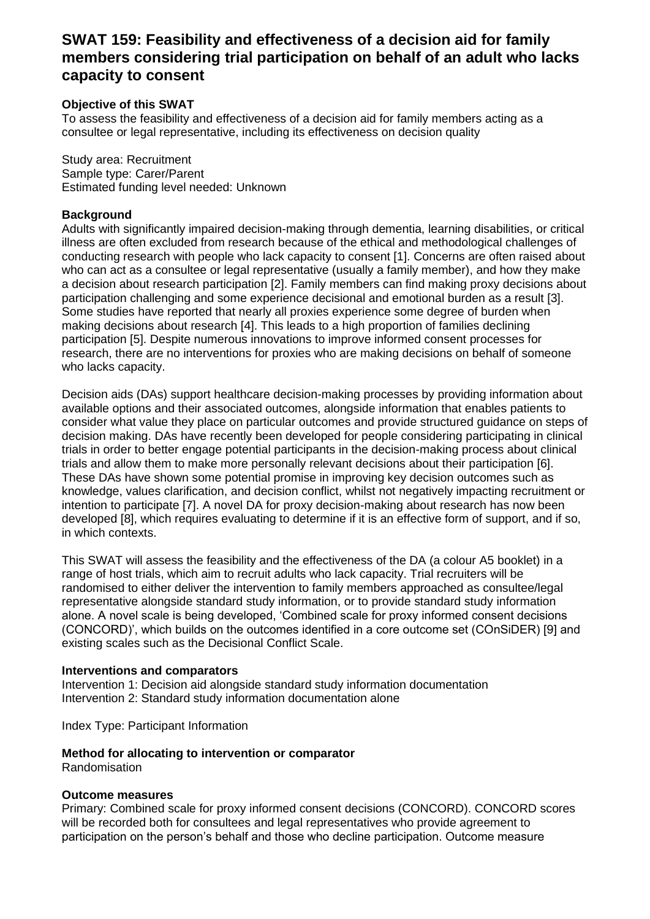# SWAT 159: Feasibility and effectiveness of a decision aid for family members considering trial participation on behalf of an adult who lacks capacity to consent

**Objective of this SWAT**

To assess the feasibility and effectiveness of a decision aid for family members acting as a consultee or legal representative, including its effectiveness on decision quality

Study area: Recruitment
Sample type: Carer/Parent
Estimated funding level needed: Unknown

**Background**

Adults with significantly impaired decision-making through dementia, learning disabilities, or critical illness are often excluded from research because of the ethical and methodological challenges of conducting research with people who lack capacity to consent [1]. Concerns are often raised about who can act as a consultee or legal representative (usually a family member), and how they make a decision about research participation [2]. Family members can find making proxy decisions about participation challenging and some experience decisional and emotional burden as a result [3]. Some studies have reported that nearly all proxies experience some degree of burden when making decisions about research [4]. This leads to a high proportion of families declining participation [5]. Despite numerous innovations to improve informed consent processes for research, there are no interventions for proxies who are making decisions on behalf of someone who lacks capacity.

Decision aids (DAs) support healthcare decision-making processes by providing information about available options and their associated outcomes, alongside information that enables patients to consider what value they place on particular outcomes and provide structured guidance on steps of decision making. DAs have recently been developed for people considering participating in clinical trials in order to better engage potential participants in the decision-making process about clinical trials and allow them to make more personally relevant decisions about their participation [6]. These DAs have shown some potential promise in improving key decision outcomes such as knowledge, values clarification, and decision conflict, whilst not negatively impacting recruitment or intention to participate [7]. A novel DA for proxy decision-making about research has now been developed [8], which requires evaluating to determine if it is an effective form of support, and if so, in which contexts.

This SWAT will assess the feasibility and the effectiveness of the DA (a colour A5 booklet) in a range of host trials, which aim to recruit adults who lack capacity. Trial recruiters will be randomised to either deliver the intervention to family members approached as consultee/legal representative alongside standard study information, or to provide standard study information alone. A novel scale is being developed, 'Combined scale for proxy informed consent decisions (CONCORD)', which builds on the outcomes identified in a core outcome set (COnSiDER) [9] and existing scales such as the Decisional Conflict Scale.

**Interventions and comparators**

Intervention 1: Decision aid alongside standard study information documentation
Intervention 2: Standard study information documentation alone

Index Type: Participant Information

**Method for allocating to intervention or comparator**

Randomisation

**Outcome measures**

Primary: Combined scale for proxy informed consent decisions (CONCORD). CONCORD scores will be recorded both for consultees and legal representatives who provide agreement to participation on the person's behalf and those who decline participation. Outcome measure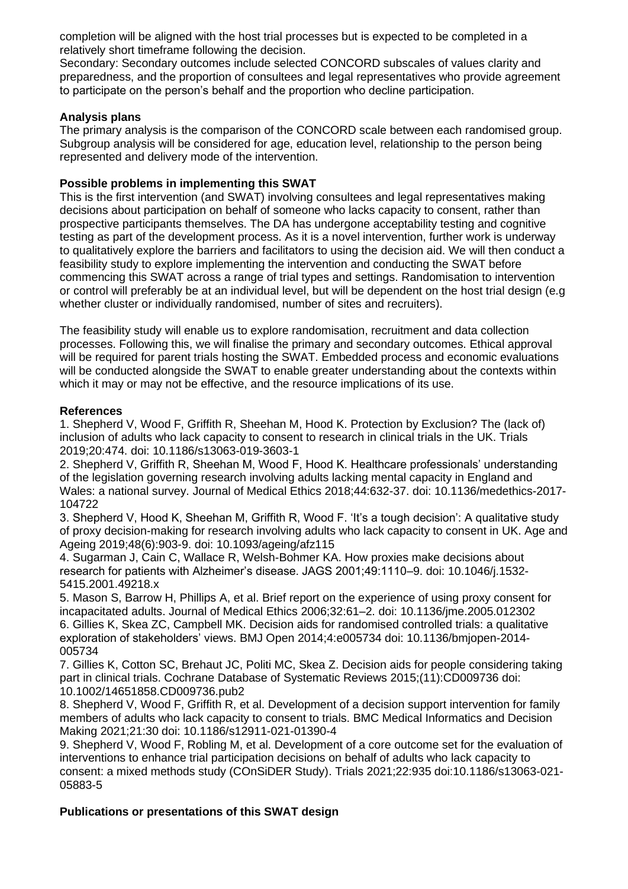completion will be aligned with the host trial processes but is expected to be completed in a relatively short timeframe following the decision.

Secondary: Secondary outcomes include selected CONCORD subscales of values clarity and preparedness, and the proportion of consultees and legal representatives who provide agreement to participate on the person's behalf and the proportion who decline participation.

**Analysis plans**

The primary analysis is the comparison of the CONCORD scale between each randomised group. Subgroup analysis will be considered for age, education level, relationship to the person being represented and delivery mode of the intervention.

**Possible problems in implementing this SWAT**

This is the first intervention (and SWAT) involving consultees and legal representatives making decisions about participation on behalf of someone who lacks capacity to consent, rather than prospective participants themselves. The DA has undergone acceptability testing and cognitive testing as part of the development process. As it is a novel intervention, further work is underway to qualitatively explore the barriers and facilitators to using the decision aid. We will then conduct a feasibility study to explore implementing the intervention and conducting the SWAT before commencing this SWAT across a range of trial types and settings. Randomisation to intervention or control will preferably be at an individual level, but will be dependent on the host trial design (e.g whether cluster or individually randomised, number of sites and recruiters).

The feasibility study will enable us to explore randomisation, recruitment and data collection processes. Following this, we will finalise the primary and secondary outcomes. Ethical approval will be required for parent trials hosting the SWAT. Embedded process and economic evaluations will be conducted alongside the SWAT to enable greater understanding about the contexts within which it may or may not be effective, and the resource implications of its use.

**References**

1. Shepherd V, Wood F, Griffith R, Sheehan M, Hood K. Protection by Exclusion? The (lack of) inclusion of adults who lack capacity to consent to research in clinical trials in the UK. Trials 2019;20:474. doi: 10.1186/s13063-019-3603-1
2. Shepherd V, Griffith R, Sheehan M, Wood F, Hood K. Healthcare professionals' understanding of the legislation governing research involving adults lacking mental capacity in England and Wales: a national survey. Journal of Medical Ethics 2018;44:632-37. doi: 10.1136/medethics-2017-104722
3. Shepherd V, Hood K, Sheehan M, Griffith R, Wood F. 'It's a tough decision': A qualitative study of proxy decision-making for research involving adults who lack capacity to consent in UK. Age and Ageing 2019;48(6):903-9. doi: 10.1093/ageing/afz115
4. Sugarman J, Cain C, Wallace R, Welsh-Bohmer KA. How proxies make decisions about research for patients with Alzheimer's disease. JAGS 2001;49:1110–9. doi: 10.1046/j.1532-5415.2001.49218.x
5. Mason S, Barrow H, Phillips A, et al. Brief report on the experience of using proxy consent for incapacitated adults. Journal of Medical Ethics 2006;32:61–2. doi: 10.1136/jme.2005.012302
6. Gillies K, Skea ZC, Campbell MK. Decision aids for randomised controlled trials: a qualitative exploration of stakeholders' views. BMJ Open 2014;4:e005734 doi: 10.1136/bmjopen-2014-005734
7. Gillies K, Cotton SC, Brehaut JC, Politi MC, Skea Z. Decision aids for people considering taking part in clinical trials. Cochrane Database of Systematic Reviews 2015;(11):CD009736 doi: 10.1002/14651858.CD009736.pub2
8. Shepherd V, Wood F, Griffith R, et al. Development of a decision support intervention for family members of adults who lack capacity to consent to trials. BMC Medical Informatics and Decision Making 2021;21:30 doi: 10.1186/s12911-021-01390-4
9. Shepherd V, Wood F, Robling M, et al. Development of a core outcome set for the evaluation of interventions to enhance trial participation decisions on behalf of adults who lack capacity to consent: a mixed methods study (COnSiDER Study). Trials 2021;22:935 doi:10.1186/s13063-021-05883-5

**Publications or presentations of this SWAT design**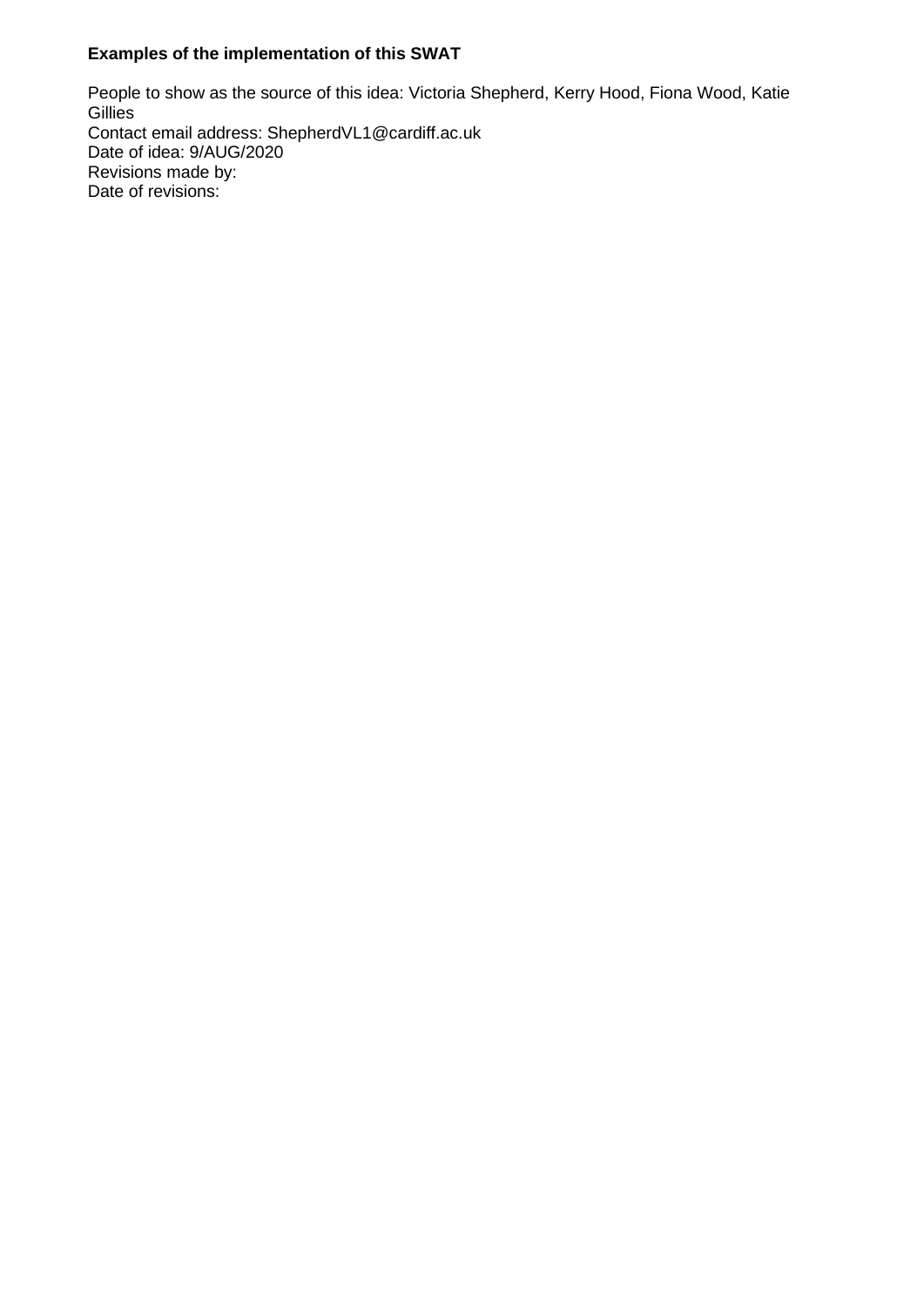**Examples of the implementation of this SWAT**

People to show as the source of this idea: Victoria Shepherd, Kerry Hood, Fiona Wood, Katie Gillies
Contact email address: ShepherdVL1@cardiff.ac.uk
Date of idea: 9/AUG/2020
Revisions made by:
Date of revisions: